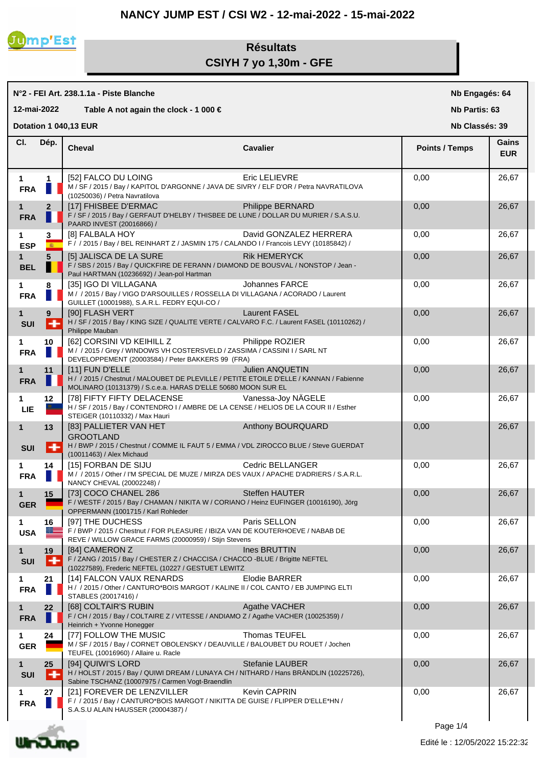# NANCY JUMP EST / CSI W2 - 12-mai-2022 - 15-mai-2022

## Résultats
## CSIYH 7 yo 1,30m - GFE

**N°2 - FEI Art. 238.1.1a - Piste Blanche** — **Nb Engagés: 64**

**12-mai-2022** — **Table A not again the clock - 1 000 €** — **Nb Partis: 63**

**Dotation 1 040,13 EUR** — **Nb Classés: 39**

| Cl. | Dép. | Cheval | Cavalier | Points / Temps | Gains EUR |
|---|---|---|---|---|---|
| 1 FRA | 1 | [52] FALCO DU LOING<br>M / SF / 2015 / Bay / KAPITOL D'ARGONNE / JAVA DE SIVRY / ELF D'OR / Petra NAVRATILOVA (10250036) / Petra Navratilova | Eric LELIEVRE | 0,00 | 26,67 |
| 1 FRA | 2 | [17] FHISBEE D'ERMAC<br>F / SF / 2015 / Bay / GERFAUT D'HELBY / THISBEE DE LUNE / DOLLAR DU MURIER / S.A.S.U. PAARD INVEST (20016866) / | Philippe BERNARD | 0,00 | 26,67 |
| 1 ESP | 3 | [8] FALBALA HOY<br>F / / 2015 / Bay / BEL REINHART Z / JASMIN 175 / CALANDO I / Francois LEVY (10185842) / | David GONZALEZ HERRERA | 0,00 | 26,67 |
| 1 BEL | 5 | [5] JALISCA DE LA SURE<br>F / SBS / 2015 / Bay / QUICKFIRE DE FERANN / DIAMOND DE BOUSVAL / NONSTOP / Jean - Paul HARTMAN (10236692) / Jean-pol Hartman | Rik HEMERYCK | 0,00 | 26,67 |
| 1 FRA | 8 | [35] IGO DI VILLAGANA<br>M / / 2015 / Bay / VIGO D'ARSOUILLES / ROSSELLA DI VILLAGANA / ACORADO / Laurent GUILLET (10001988), S.A.R.L. FEDRY EQUI-CO / | Johannes FARCE | 0,00 | 26,67 |
| 1 SUI | 9 | [90] FLASH VERT<br>H / SF / 2015 / Bay / KING SIZE / QUALITE VERTE / CALVARO F.C. / Laurent FASEL (10110262) / Philippe Mauban | Laurent FASEL | 0,00 | 26,67 |
| 1 FRA | 10 | [62] CORSINI VD KEIHILL Z<br>M / / 2015 / Grey / WINDOWS VH COSTERSVELD / ZASSIMA / CASSINI I / SARL NT DEVELOPPEMENT (20003584) / Peter BAKKERS 99 (FRA) | Philippe ROZIER | 0,00 | 26,67 |
| 1 FRA | 11 | [11] FUN D'ELLE<br>H / / 2015 / Chestnut / MALOUBET DE PLEVILLE / PETITE ETOILE D'ELLE / KANNAN / Fabienne MOLINARO (10131379) / S.c.e.a. HARAS D'ELLE 50680 MOON SUR EL | Julien ANQUETIN | 0,00 | 26,67 |
| 1 LIE | 12 | [78] FIFTY FIFTY DELACENSE<br>H / SF / 2015 / Bay / CONTENDRO I / AMBRE DE LA CENSE / HELIOS DE LA COUR II / Esther STEIGER (10110332) / Max Hauri | Vanessa-Joy NÄGELE | 0,00 | 26,67 |
| 1 SUI | 13 | [83] PALLIETER VAN HET GROOTLAND<br>H / BWP / 2015 / Chestnut / COMME IL FAUT 5 / EMMA / VDL ZIROCCO BLUE / Steve GUERDAT (10011463) / Alex Michaud | Anthony BOURQUARD | 0,00 | 26,67 |
| 1 FRA | 14 | [15] FORBAN DE SIJU<br>M / / 2015 / Other / I'M SPECIAL DE MUZE / MIRZA DES VAUX / APACHE D'ADRIERS / S.A.R.L. NANCY CHEVAL (20002248) / | Cedric BELLANGER | 0,00 | 26,67 |
| 1 GER | 15 | [73] COCO CHANEL 286<br>F / WESTF / 2015 / Bay / CHAMAN / NIKITA W / CORIANO / Heinz EUFINGER (10016190), Jörg OPPERMANN (1001715 / Karl Rohleder | Steffen HAUTER | 0,00 | 26,67 |
| 1 USA | 16 | [97] THE DUCHESS<br>F / BWP / 2015 / Chestnut / FOR PLEASURE / IBIZA VAN DE KOUTERHOEVE / NABAB DE REVE / WILLOW GRACE FARMS (20000959) / Stijn Stevens | Paris SELLON | 0,00 | 26,67 |
| 1 SUI | 19 | [84] CAMERON Z<br>F / ZANG / 2015 / Bay / CHESTER Z / CHACCISA / CHACCO -BLUE / Brigitte NEFTEL (10227589), Frederic NEFTEL (10227 / GESTUET LEWITZ | Ines BRUTTIN | 0,00 | 26,67 |
| 1 FRA | 21 | [14] FALCON VAUX RENARDS<br>H / / 2015 / Other / CANTURO*BOIS MARGOT / KALINE II / COL CANTO / EB JUMPING ELTI STABLES (20017416) / | Elodie BARRER | 0,00 | 26,67 |
| 1 FRA | 22 | [68] COLTAIR'S RUBIN<br>F / CH / 2015 / Bay / COLTAIRE Z / VITESSE / ANDIAMO Z / Agathe VACHER (10025359) / Heinrich + Yvonne Honegger | Agathe VACHER | 0,00 | 26,67 |
| 1 GER | 24 | [77] FOLLOW THE MUSIC<br>M / SF / 2015 / Bay / CORNET OBOLENSKY / DEAUVILLE / BALOUBET DU ROUET / Jochen TEUFEL (10016960) / Allaire u. Racle | Thomas TEUFEL | 0,00 | 26,67 |
| 1 SUI | 25 | [94] QUIWI'S LORD<br>H / HOLST / 2015 / Bay / QUIWI DREAM / LUNAYA CH / NITHARD / Hans BRÄNDLIN (10225726), Sabine TSCHANZ (10007975 / Carmen Vogt-Braendlin | Stefanie LAUBER | 0,00 | 26,67 |
| 1 FRA | 27 | [21] FOREVER DE LENZVILLER<br>F / / 2015 / Bay / CANTURO*BOIS MARGOT / NIKITTA DE GUISE / FLIPPER D'ELLE*HN / S.A.S.U ALAIN HAUSSER (20004387) / | Kevin CAPRIN | 0,00 | 26,67 |

Edité le : 12/05/2022 15:22:32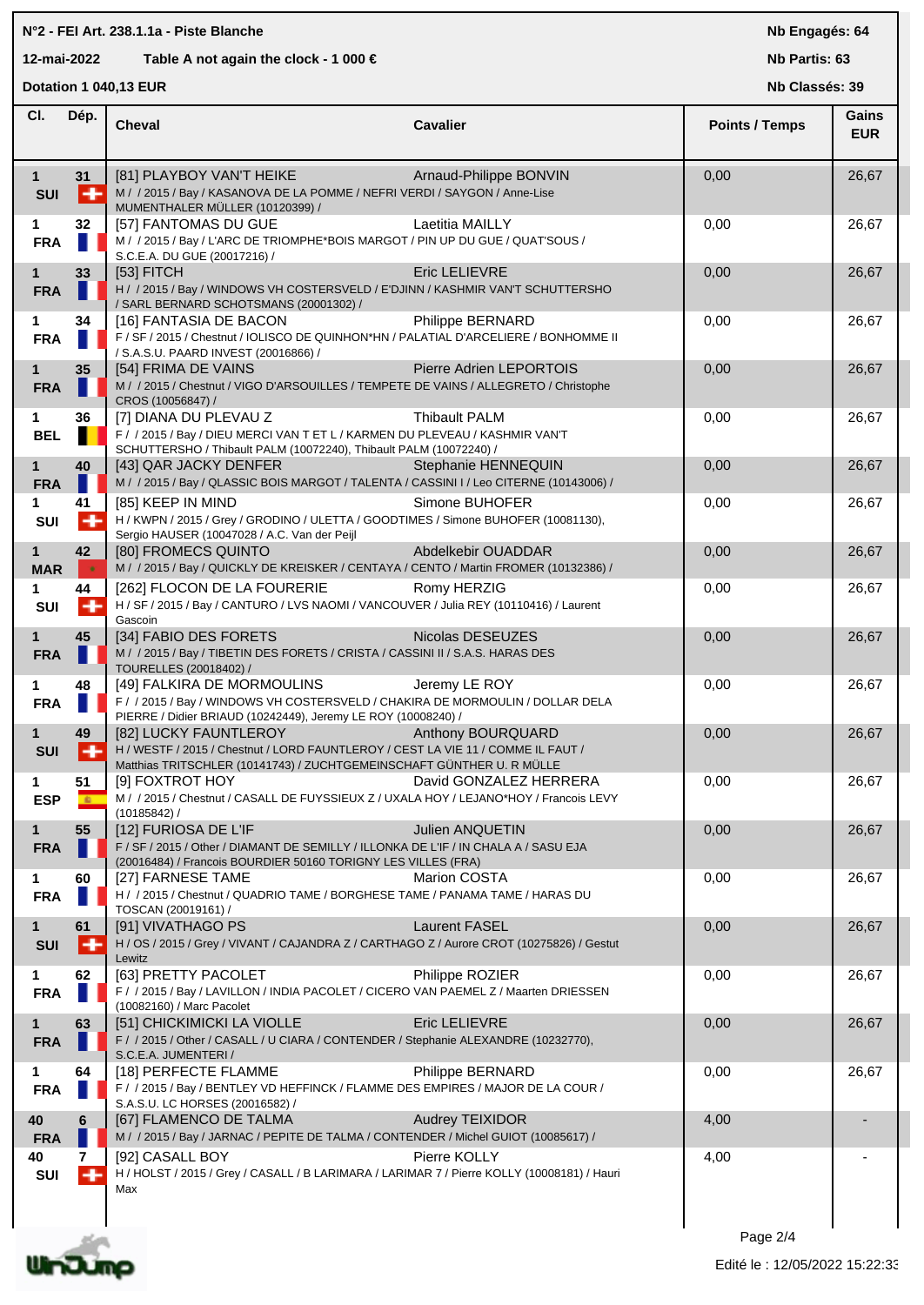N°2 - FEI Art. 238.1.1a - Piste Blanche

12-mai-2022 Table A not again the clock - 1 000 €

Dotation 1 040,13 EUR

Nb Engagés: 64

Nb Partis: 63

Nb Classés: 39

| Cl. | Dép. | Cheval | Cavalier | Points / Temps | Gains EUR |
|---|---|---|---|---|---|
| 1 SUI | 31 | [81] PLAYBOY VAN'T HEIKE<br>M / / 2015 / Bay / KASANOVA DE LA POMME / NEFRI VERDI / SAYGON / Anne-Lise MUMENTHALER MÜLLER (10120399) / | Arnaud-Philippe BONVIN | 0,00 | 26,67 |
| 1 FRA | 32 | [57] FANTOMAS DU GUE<br>M / / 2015 / Bay / L'ARC DE TRIOMPHE*BOIS MARGOT / PIN UP DU GUE / QUAT'SOUS / S.C.E.A. DU GUE (20017216) / | Laetitia MAILLY | 0,00 | 26,67 |
| 1 FRA | 33 | [53] FITCH<br>H / / 2015 / Bay / WINDOWS VH COSTERSVELD / E'DJINN / KASHMIR VAN'T SCHUTTERSHO / SARL BERNARD SCHOTSMANS (20001302) / | Eric LELIEVRE | 0,00 | 26,67 |
| 1 FRA | 34 | [16] FANTASIA DE BACON<br>F / SF / 2015 / Chestnut / IOLISCO DE QUINHON*HN / PALATIAL D'ARCELIERE / BONHOMME II / S.A.S.U. PAARD INVEST (20016866) / | Philippe BERNARD | 0,00 | 26,67 |
| 1 FRA | 35 | [54] FRIMA DE VAINS<br>M / / 2015 / Chestnut / VIGO D'ARSOUILLES / TEMPETE DE VAINS / ALLEGRETO / Christophe CROS (10056847) / | Pierre Adrien LEPORTOIS | 0,00 | 26,67 |
| 1 BEL | 36 | [7] DIANA DU PLEVAU Z<br>F / / 2015 / Bay / DIEU MERCI VAN T ET L / KARMEN DU PLEVEAU / KASHMIR VAN'T SCHUTTERSHO / Thibault PALM (10072240), Thibault PALM (10072240) / | Thibault PALM | 0,00 | 26,67 |
| 1 FRA | 40 | [43] QAR JACKY DENFER<br>M / / 2015 / Bay / QLASSIC BOIS MARGOT / TALENTA / CASSINI I / Leo CITERNE (10143006) / | Stephanie HENNEQUIN | 0,00 | 26,67 |
| 1 SUI | 41 | [85] KEEP IN MIND<br>H / KWPN / 2015 / Grey / GRODINO / ULETTA / GOODTIMES / Simone BUHOFER (10081130), Sergio HAUSER (10047028 / A.C. Van der Peijl | Simone BUHOFER | 0,00 | 26,67 |
| 1 MAR | 42 | [80] FROMECS QUINTO<br>M / / 2015 / Bay / QUICKLY DE KREISKER / CENTAYA / CENTO / Martin FROMER (10132386) / | Abdelkebir OUADDAR | 0,00 | 26,67 |
| 1 SUI | 44 | [262] FLOCON DE LA FOURERIE<br>H / SF / 2015 / Bay / CANTURO / LVS NAOMI / VANCOUVER / Julia REY (10110416) / Laurent Gascoin | Romy HERZIG | 0,00 | 26,67 |
| 1 FRA | 45 | [34] FABIO DES FORETS<br>M / / 2015 / Bay / TIBETIN DES FORETS / CRISTA / CASSINI II / S.A.S. HARAS DES TOURELLES (20018402) / | Nicolas DESEUZES | 0,00 | 26,67 |
| 1 FRA | 48 | [49] FALKIRA DE MORMOULINS<br>F / / 2015 / Bay / WINDOWS VH COSTERSVELD / CHAKIRA DE MORMOULIN / DOLLAR DELA PIERRE / Didier BRIAUD (10242449), Jeremy LE ROY (10008240) / | Jeremy LE ROY | 0,00 | 26,67 |
| 1 SUI | 49 | [82] LUCKY FAUNTLEROY<br>H / WESTF / 2015 / Chestnut / LORD FAUNTLEROY / CEST LA VIE 11 / COMME IL FAUT / Matthias TRITSCHLER (10141743) / ZUCHTGEMEINSCHAFT GÜNTHER U. R MÜLLE | Anthony BOURQUARD | 0,00 | 26,67 |
| 1 ESP | 51 | [9] FOXTROT HOY<br>M / / 2015 / Chestnut / CASALL DE FUYSSIEUX Z / UXALA HOY / LEJANO*HOY / Francois LEVY (10185842) / | David GONZALEZ HERRERA | 0,00 | 26,67 |
| 1 FRA | 55 | [12] FURIOSA DE L'IF<br>F / SF / 2015 / Other / DIAMANT DE SEMILLY / ILLONKA DE L'IF / IN CHALA A / SASU EJA (20016484) / Francois BOURDIER 50160 TORIGNY LES VILLES (FRA) | Julien ANQUETIN | 0,00 | 26,67 |
| 1 FRA | 60 | [27] FARNESE TAME<br>H / / 2015 / Chestnut / QUADRIO TAME / BORGHESE TAME / PANAMA TAME / HARAS DU TOSCAN (20019161) / | Marion COSTA | 0,00 | 26,67 |
| 1 SUI | 61 | [91] VIVATHAGO PS<br>H / OS / 2015 / Grey / VIVANT / CAJANDRA Z / CARTHAGO Z / Aurore CROT (10275826) / Gestut Lewitz | Laurent FASEL | 0,00 | 26,67 |
| 1 FRA | 62 | [63] PRETTY PACOLET<br>F / / 2015 / Bay / LAVILLON / INDIA PACOLET / CICERO VAN PAEMEL Z / Maarten DRIESSEN (10082160) / Marc Pacolet | Philippe ROZIER | 0,00 | 26,67 |
| 1 FRA | 63 | [51] CHICKIMICKI LA VIOLLE<br>F / / 2015 / Other / CASALL / U CIARA / CONTENDER / Stephanie ALEXANDRE (10232770), S.C.E.A. JUMENTERI / | Eric LELIEVRE | 0,00 | 26,67 |
| 1 FRA | 64 | [18] PERFECTE FLAMME<br>F / / 2015 / Bay / BENTLEY VD HEFFINCK / FLAMME DES EMPIRES / MAJOR DE LA COUR / S.A.S.U. LC HORSES (20016582) / | Philippe BERNARD | 0,00 | 26,67 |
| 40 FRA | 6 | [67] FLAMENCO DE TALMA<br>M / / 2015 / Bay / JARNAC / PEPITE DE TALMA / CONTENDER / Michel GUIOT (10085617) / | Audrey TEIXIDOR | 4,00 | - |
| 40 SUI | 7 | [92] CASALL BOY<br>H / HOLST / 2015 / Grey / CASALL / B LARIMARA / LARIMAR 7 / Pierre KOLLY (10008181) / Hauri Max | Pierre KOLLY | 4,00 | - |

Edité le : 12/05/2022 15:22:33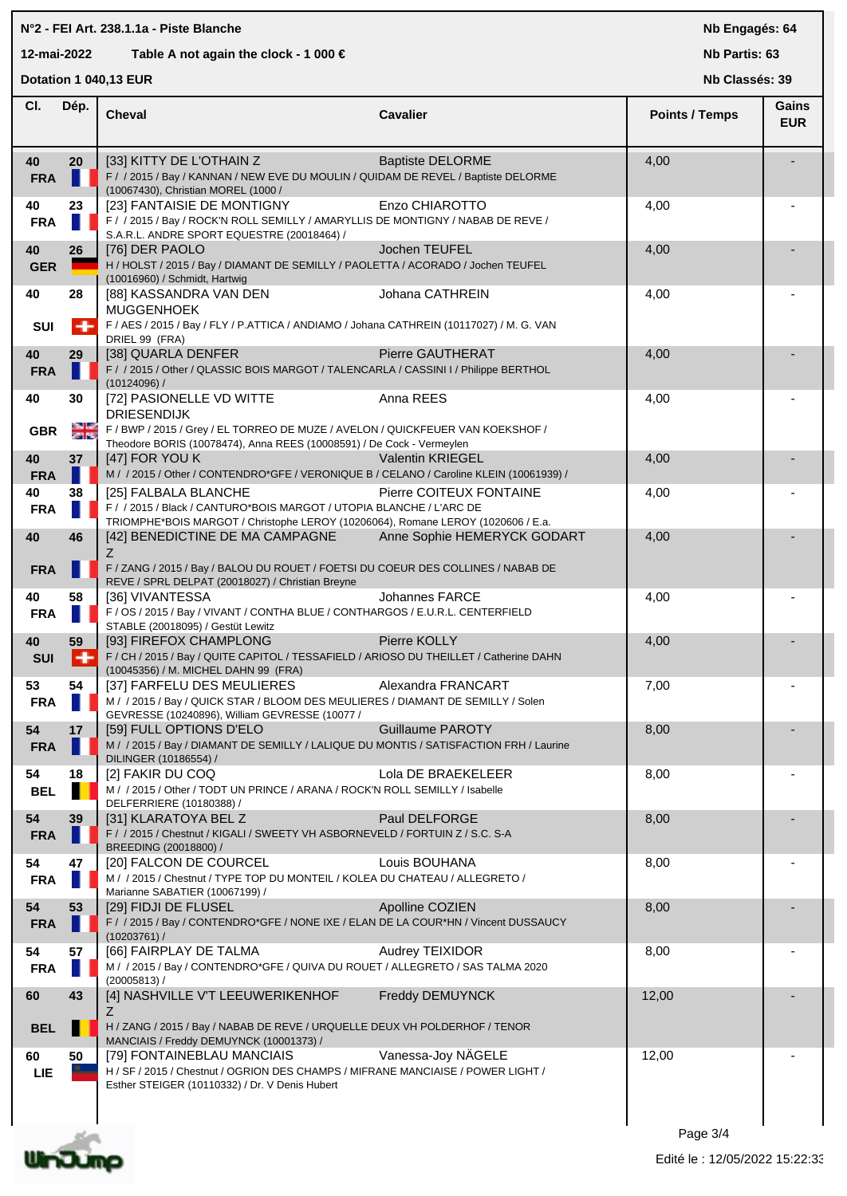N°2 - FEI Art. 238.1.1a - Piste Blanche

12-mai-2022 Table A not again the clock - 1 000 €

Dotation 1 040,13 EUR

Nb Engagés: 64

Nb Partis: 63

Nb Classés: 39

| Cl. | Dép. | Cheval | Cavalier | Points / Temps | Gains EUR |
|---|---|---|---|---|---|
| 40 FRA | 20 | [33] KITTY DE L'OTHAIN Z<br>F / / 2015 / Bay / KANNAN / NEW EVE DU MOULIN / QUIDAM DE REVEL / Baptiste DELORME (10067430), Christian MOREL (1000 / | Baptiste DELORME | 4,00 | - |
| 40 FRA | 23 | [23] FANTAISIE DE MONTIGNY<br>F / / 2015 / Bay / ROCK'N ROLL SEMILLY / AMARYLLIS DE MONTIGNY / NABAB DE REVE / S.A.R.L. ANDRE SPORT EQUESTRE (20018464) / | Enzo CHIAROTTO | 4,00 | - |
| 40 GER | 26 | [76] DER PAOLO<br>H / HOLST / 2015 / Bay / DIAMANT DE SEMILLY / PAOLETTA / ACORADO / Jochen TEUFEL (10016960) / Schmidt, Hartwig | Jochen TEUFEL | 4,00 | - |
| 40 SUI | 28 | [88] KASSANDRA VAN DEN MUGGENHOEK<br>F / AES / 2015 / Bay / FLY / P.ATTICA / ANDIAMO / Johana CATHREIN (10117027) / M. G. VAN DRIEL 99 (FRA) | Johana CATHREIN | 4,00 | - |
| 40 FRA | 29 | [38] QUARLA DENFER<br>F / / 2015 / Other / QLASSIC BOIS MARGOT / TALENCARLA / CASSINI I / Philippe BERTHOL (10124096) / | Pierre GAUTHERAT | 4,00 | - |
| 40 GBR | 30 | [72] PASIONELLE VD WITTE DRIESENDIJK<br>F / BWP / 2015 / Grey / EL TORREO DE MUZE / AVELON / QUICKFEUER VAN KOEKSHOF / Theodore BORIS (10078474), Anna REES (10008591) / De Cock - Vermeylen | Anna REES | 4,00 | - |
| 40 FRA | 37 | [47] FOR YOU K<br>M / / 2015 / Other / CONTENDRO*GFE / VERONIQUE B / CELANO / Caroline KLEIN (10061939) / | Valentin KRIEGEL | 4,00 | - |
| 40 FRA | 38 | [25] FALBALA BLANCHE<br>F / / 2015 / Black / CANTURO*BOIS MARGOT / UTOPIA BLANCHE / L'ARC DE TRIOMPHE*BOIS MARGOT / Christophe LEROY (10206064), Romane LEROY (1020606 / E.a. | Pierre COITEUX FONTAINE | 4,00 | - |
| 40 FRA | 46 | [42] BENEDICTINE DE MA CAMPAGNE Z<br>F / ZANG / 2015 / Bay / BALOU DU ROUET / FOETSI DU COEUR DES COLLINES / NABAB DE REVE / SPRL DELPAT (20018027) / Christian Breyne | Anne Sophie HEMERYCK GODART | 4,00 | - |
| 40 FRA | 58 | [36] VIVANTESSA<br>F / OS / 2015 / Bay / VIVANT / CONTHA BLUE / CONTHARGOS / E.U.R.L. CENTERFIELD STABLE (20018095) / Gestüt Lewitz | Johannes FARCE | 4,00 | - |
| 40 SUI | 59 | [93] FIREFOX CHAMPLONG<br>F / CH / 2015 / Bay / QUITE CAPITOL / TESSAFIELD / ARIOSO DU THEILLET / Catherine DAHN (10045356) / M. MICHEL DAHN 99 (FRA) | Pierre KOLLY | 4,00 | - |
| 53 FRA | 54 | [37] FARFELU DES MEULIERES<br>M / / 2015 / Bay / QUICK STAR / BLOOM DES MEULIERES / DIAMANT DE SEMILLY / Solen GEVRESSE (10240896), William GEVRESSE (10077 / | Alexandra FRANCART | 7,00 | - |
| 54 FRA | 17 | [59] FULL OPTIONS D'ELO<br>M / / 2015 / Bay / DIAMANT DE SEMILLY / LALIQUE DU MONTIS / SATISFACTION FRH / Laurine DILINGER (10186554) / | Guillaume PAROTY | 8,00 | - |
| 54 BEL | 18 | [2] FAKIR DU COQ<br>M / / 2015 / Other / TODT UN PRINCE / ARANA / ROCK'N ROLL SEMILLY / Isabelle DELFERRIERE (10180388) / | Lola DE BRAEKELEER | 8,00 | - |
| 54 FRA | 39 | [31] KLARATOYA BEL Z<br>F / / 2015 / Chestnut / KIGALI / SWEETY VH ASBORNEVELD / FORTUIN Z / S.C. S-A BREEDING (20018800) / | Paul DELFORGE | 8,00 | - |
| 54 FRA | 47 | [20] FALCON DE COURCEL<br>M / / 2015 / Chestnut / TYPE TOP DU MONTEIL / KOLEA DU CHATEAU / ALLEGRETO / Marianne SABATIER (10067199) / | Louis BOUHANA | 8,00 | - |
| 54 FRA | 53 | [29] FIDJI DE FLUSEL<br>F / / 2015 / Bay / CONTENDRO*GFE / NONE IXE / ELAN DE LA COUR*HN / Vincent DUSSAUCY (10203761) / | Apolline COZIEN | 8,00 | - |
| 54 FRA | 57 | [66] FAIRPLAY DE TALMA<br>M / / 2015 / Bay / CONTENDRO*GFE / QUIVA DU ROUET / ALLEGRETO / SAS TALMA 2020 (20005813) / | Audrey TEIXIDOR | 8,00 | - |
| 60 BEL | 43 | [4] NASHVILLE V'T LEEUWERIKENHOF Z<br>H / ZANG / 2015 / Bay / NABAB DE REVE / URQUELLE DEUX VH POLDERHOF / TENOR MANCIAIS / Freddy DEMUYNCK (10001373) / | Freddy DEMUYNCK | 12,00 | - |
| 60 LIE | 50 | [79] FONTAINEBLAU MANCIAIS<br>H / SF / 2015 / Chestnut / OGRION DES CHAMPS / MIFRANE MANCIAISE / POWER LIGHT / Esther STEIGER (10110332) / Dr. V Denis Hubert | Vanessa-Joy NÄGELE | 12,00 | - |

Edité le : 12/05/2022 15:22:33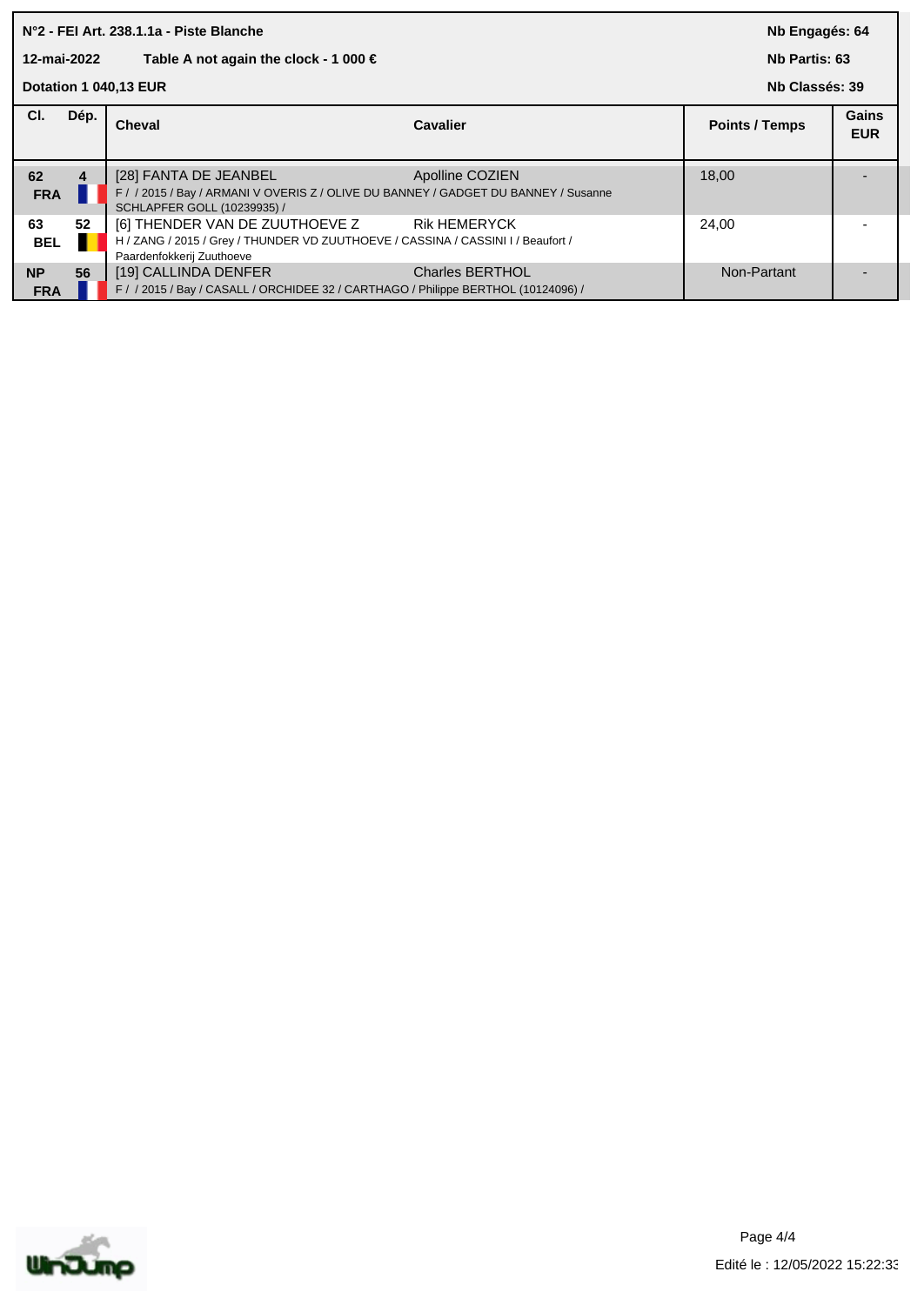**N°2 - FEI Art. 238.1.1a - Piste Blanche**

**12-mai-2022** **Table A not again the clock - 1 000 €**

**Dotation 1 040,13 EUR**

**Nb Engagés: 64**

**Nb Partis: 63**

**Nb Classés: 39**

| Cl. | Dép. | Cheval | Cavalier | Points / Temps | Gains EUR |
|---|---|---|---|---|---|
| 62 FRA | 4 | [28] FANTA DE JEANBEL<br>F / / 2015 / Bay / ARMANI V OVERIS Z / OLIVE DU BANNEY / GADGET DU BANNEY / Susanne SCHLAPFER GOLL (10239935) / | Apolline COZIEN | 18,00 | - |
| 63 BEL | 52 | [6] THENDER VAN DE ZUUTHOEVE Z<br>H / ZANG / 2015 / Grey / THUNDER VD ZUUTHOEVE / CASSINA / CASSINI I / Beaufort / Paardenfokkerij Zuuthoeve | Rik HEMERYCK | 24,00 | - |
| NP FRA | 56 | [19] CALLINDA DENFER<br>F / / 2015 / Bay / CASALL / ORCHIDEE 32 / CARTHAGO / Philippe BERTHOL (10124096) / | Charles BERTHOL | Non-Partant | - |

Edité le : 12/05/2022 15:22:33